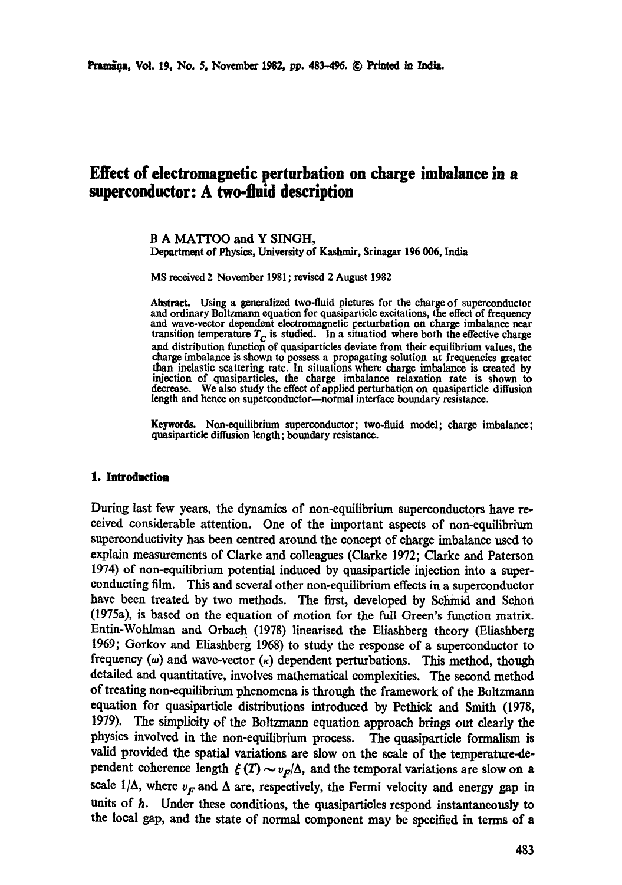# Effect of electromagnetic perturbation on charge imbalance in a superconductor: A two-fluid description

B A MATTOO and Y SINGH,
Department of Physics, University of Kashmir, Srinagar 190 006, India

MS received 2 November 1981; revised 2 August 1982

**Abstract.** Using a generalized two-fluid pictures for the charge of superconductor and ordinary Boltzmann equation for quasiparticle excitations, the effect of frequency and wave-vector dependent electromagnetic perturbation on charge imbalance near transition temperature $T_C$ is studied. In a situatiod where both the effective charge and distribution function of quasiparticles deviate from their equilibrium values, the charge imbalance is shown to possess a propagating solution at frequencies greater than inelastic scattering rate. In situations where charge imbalance is created by injection of quasiparticles, the charge imbalance relaxation rate is shown to decrease. We also study the effect of applied perturbation on quasiparticle diffusion length and hence on superconductor—normal interface boundary resistance.

**Keywords.** Non-equilibrium superconductor; two-fluid model; charge imbalance; quasiparticle diffusion length; boundary resistance.

## 1. Introduction

During last few years, the dynamics of non-equilibrium superconductors have received considerable attention. One of the important aspects of non-equilibrium superconductivity has been centred around the concept of charge imbalance used to explain measurements of Clarke and colleagues (Clarke 1972; Clarke and Paterson 1974) of non-equilibrium potential induced by quasiparticle injection into a superconducting film. This and several other non-equilibrium effects in a superconductor have been treated by two methods. The first, developed by Schmid and Schon (1975a), is based on the equation of motion for the full Green's function matrix. Entin-Wohlman and Orbach (1978) linearised the Eliashberg theory (Eliashberg 1969; Gorkov and Eliashberg 1968) to study the response of a superconductor to frequency ($\omega$) and wave-vector ($\kappa$) dependent perturbations. This method, though detailed and quantitative, involves mathematical complexities. The second method of treating non-equilibrium phenomena is through the framework of the Boltzmann equation for quasiparticle distributions introduced by Pethick and Smith (1978, 1979). The simplicity of the Boltzmann equation approach brings out clearly the physics involved in the non-equilibrium process. The quasiparticle formalism is valid provided the spatial variations are slow on the scale of the temperature-dependent coherence length $\xi(T) \sim v_F/\Delta$, and the temporal variations are slow on a scale $1/\Delta$, where $v_F$ and $\Delta$ are, respectively, the Fermi velocity and energy gap in units of $\hbar$. Under these conditions, the quasiparticles respond instantaneously to the local gap, and the state of normal component may be specified in terms of a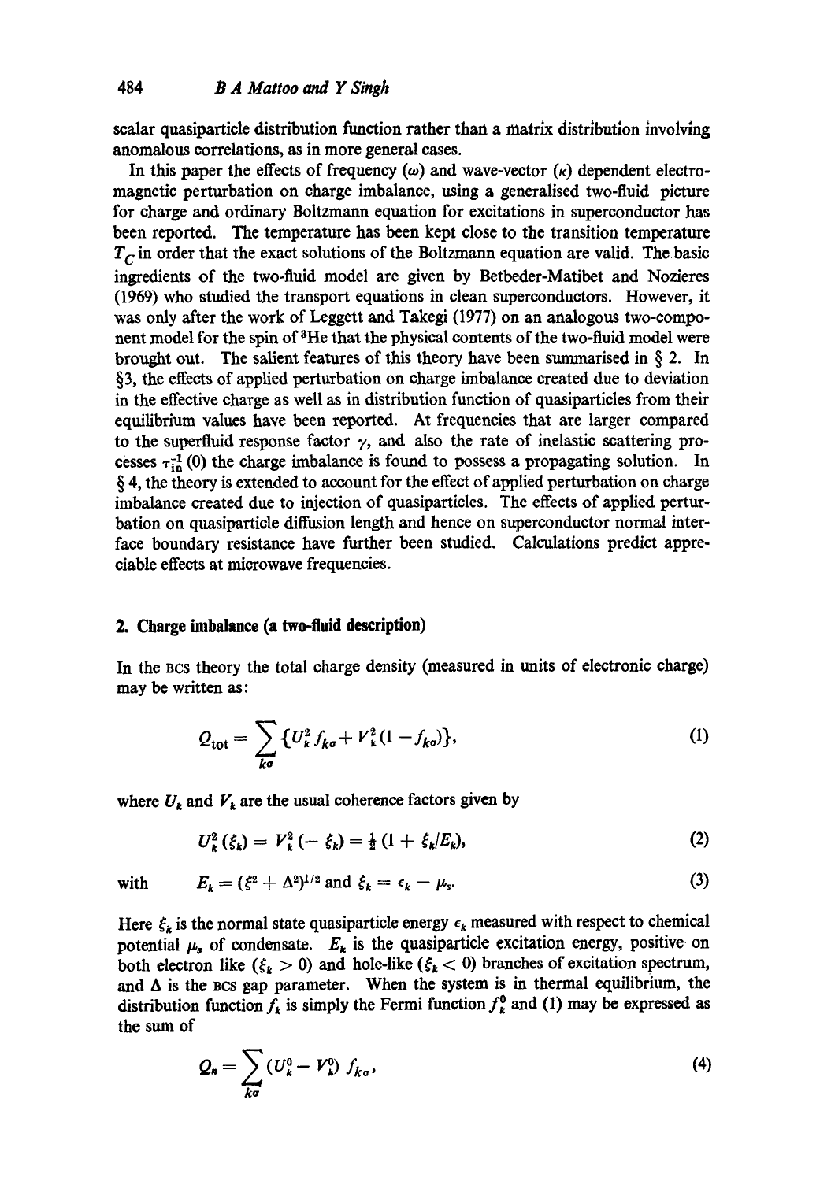scalar quasiparticle distribution function rather than a matrix distribution involving anomalous correlations, as in more general cases.

In this paper the effects of frequency ($\omega$) and wave-vector ($\kappa$) dependent electromagnetic perturbation on charge imbalance, using a generalised two-fluid picture for charge and ordinary Boltzmann equation for excitations in superconductor has been reported. The temperature has been kept close to the transition temperature $T_C$ in order that the exact solutions of the Boltzmann equation are valid. The basic ingredients of the two-fluid model are given by Betbeder-Matibet and Nozieres (1969) who studied the transport equations in clean superconductors. However, it was only after the work of Leggett and Takegi (1977) on an analogous two-component model for the spin of $^3$He that the physical contents of the two-fluid model were brought out. The salient features of this theory have been summarised in § 2. In §3, the effects of applied perturbation on charge imbalance created due to deviation in the effective charge as well as in distribution function of quasiparticles from their equilibrium values have been reported. At frequencies that are larger compared to the superfluid response factor $\gamma$, and also the rate of inelastic scattering processes $\tau_{\text{in}}^{-1}(0)$ the charge imbalance is found to possess a propagating solution. In § 4, the theory is extended to account for the effect of applied perturbation on charge imbalance created due to injection of quasiparticles. The effects of applied perturbation on quasiparticle diffusion length and hence on superconductor normal interface boundary resistance have further been studied. Calculations predict appreciable effects at microwave frequencies.

## 2. Charge imbalance (a two-fluid description)

In the BCS theory the total charge density (measured in units of electronic charge) may be written as:

$$Q_{\text{tot}} = \sum_{k\sigma} \{U_k^2 f_{k\sigma} + V_k^2 (1 - f_{k\sigma})\}, \tag{1}$$

where $U_k$ and $V_k$ are the usual coherence factors given by

$$U_k^2(\xi_k) = V_k^2(-\xi_k) = \tfrac{1}{2}(1 + \xi_k/E_k), \tag{2}$$

with $$E_k = (\xi^2 + \Delta^2)^{1/2} \text{ and } \xi_k = \epsilon_k - \mu_s. \tag{3}$$

Here $\xi_k$ is the normal state quasiparticle energy $\epsilon_k$ measured with respect to chemical potential $\mu_s$ of condensate. $E_k$ is the quasiparticle excitation energy, positive on both electron like ($\xi_k > 0$) and hole-like ($\xi_k < 0$) branches of excitation spectrum, and $\Delta$ is the BCS gap parameter. When the system is in thermal equilibrium, the distribution function $f_k$ is simply the Fermi function $f_k^0$ and (1) may be expressed as the sum of

$$Q_n = \sum_{k\sigma} (U_k^0 - V_k^0)\, f_{k\sigma}, \tag{4}$$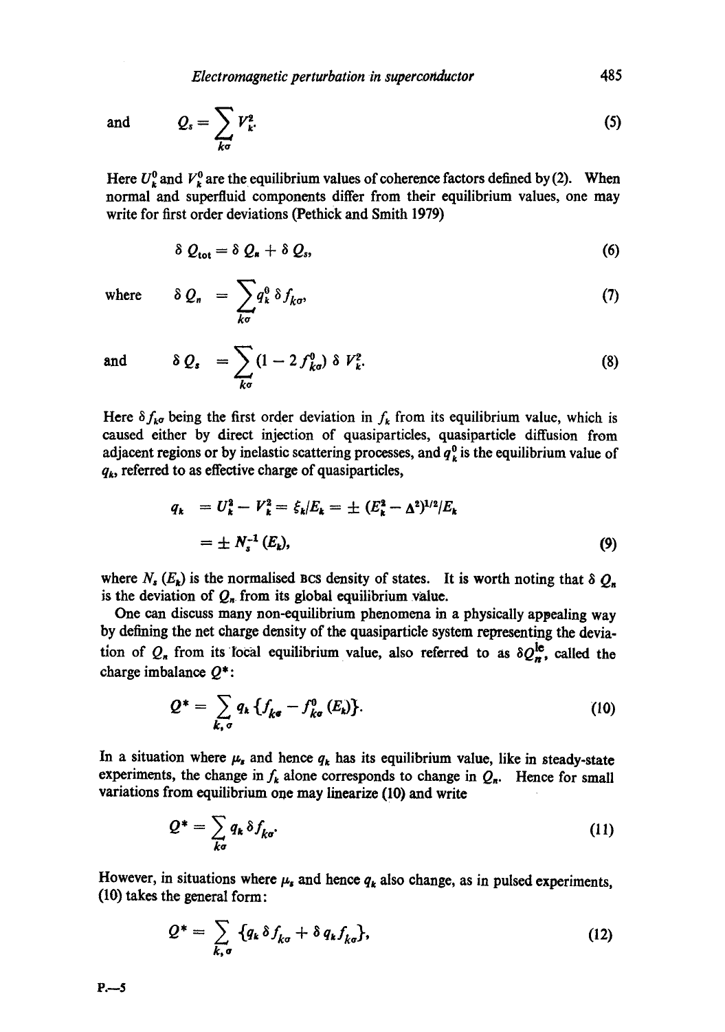and $$Q_s = \sum_{k\sigma} V_k^2. \tag{5}$$

Here $U_k^0$ and $V_k^0$ are the equilibrium values of coherence factors defined by (2). When normal and superfluid components differ from their equilibrium values, one may write for first order deviations (Pethick and Smith 1979)

$$\delta\, Q_{\text{tot}} = \delta\, Q_n + \delta\, Q_s, \tag{6}$$

where $$\delta\, Q_n \;\; = \sum_{k\sigma} q_k^0\, \delta f_{k\sigma}, \tag{7}$$

and $$\delta\, Q_s \;\; = \sum_{k\sigma} (1 - 2 f_{k\sigma}^0)\, \delta\, V_k^2. \tag{8}$$

Here $\delta f_{k\sigma}$ being the first order deviation in $f_k$ from its equilibrium value, which is caused either by direct injection of quasiparticles, quasiparticle diffusion from adjacent regions or by inelastic scattering processes, and $q_k^0$ is the equilibrium value of $q_k$, referred to as effective charge of quasiparticles,

$$\begin{aligned} q_k \;\; &= U_k^2 - V_k^2 = \xi_k / E_k = \pm\, (E_k^2 - \Delta^2)^{1/2} / E_k \\ &= \pm\, N_s^{-1}(E_k), \end{aligned} \tag{9}$$

where $N_s(E_k)$ is the normalised BCS density of states. It is worth noting that $\delta\, Q_n$ is the deviation of $Q_n$ from its global equilibrium value.

One can discuss many non-equilibrium phenomena in a physically appealing way by defining the net charge density of the quasiparticle system representing the deviation of $Q_n$ from its local equilibrium value, also referred to as $\delta Q_n^{\text{le}}$, called the charge imbalance $Q^*$:

$$Q^* = \sum_{k,\sigma} q_k \{ f_{k\sigma} - f_{k\sigma}^0 (E_k) \}. \tag{10}$$

In a situation where $\mu_s$ and hence $q_k$ has its equilibrium value, like in steady-state experiments, the change in $f_k$ alone corresponds to change in $Q_n$. Hence for small variations from equilibrium one may linearize (10) and write

$$Q^* = \sum_{k\sigma} q_k\, \delta f_{k\sigma}. \tag{11}$$

However, in situations where $\mu_s$ and hence $q_k$ also change, as in pulsed experiments, (10) takes the general form:

$$Q^* = \sum_{k,\sigma} \{ q_k\, \delta f_{k\sigma} + \delta\, q_k f_{k\sigma} \}, \tag{12}$$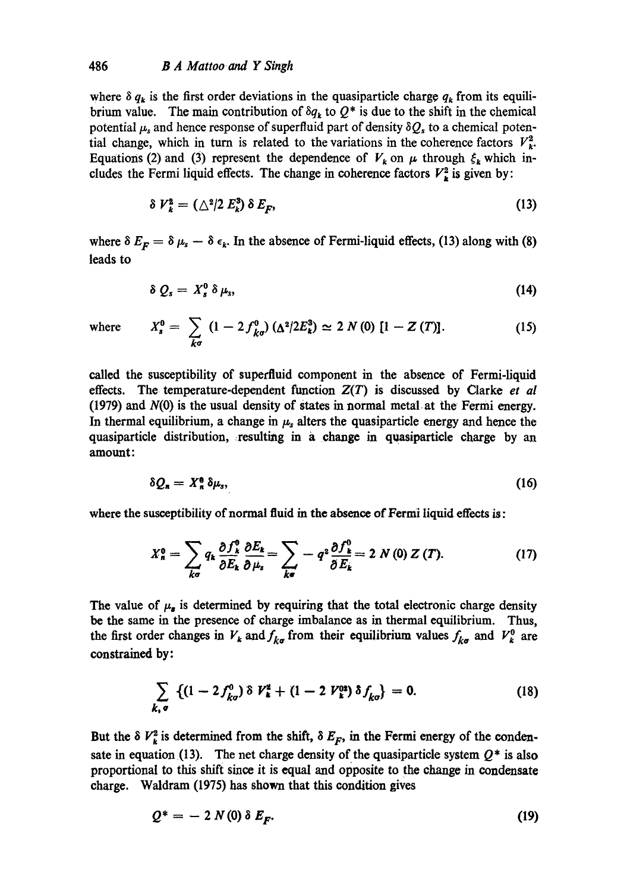where $\delta q_k$ is the first order deviations in the quasiparticle charge $q_k$ from its equilibrium value. The main contribution of $\delta q_k$ to $Q^*$ is due to the shift in the chemical potential $\mu_s$ and hence response of superfluid part of density $\delta Q_s$ to a chemical potential change, which in turn is related to the variations in the coherence factors $V_k^2$. Equations (2) and (3) represent the dependence of $V_k$ on $\mu$ through $\xi_k$ which includes the Fermi liquid effects. The change in coherence factors $V_k^2$ is given by:

$$\delta V_k^2 = (\Delta^2/2 E_k^3)\, \delta E_F, \tag{13}$$

where $\delta E_F = \delta \mu_s - \delta \epsilon_k$. In the absence of Fermi-liquid effects, (13) along with (8) leads to

$$\delta Q_s = X_s^0 \, \delta \mu_s, \tag{14}$$

where

$$X_s^0 = \sum_{k\sigma} (1 - 2 f_{k\sigma}^0)\,(\Delta^2/2E_k^3) \simeq 2\, N(0)\, [1 - Z(T)]. \tag{15}$$

called the susceptibility of superfluid component in the absence of Fermi-liquid effects. The temperature-dependent function $Z(T)$ is discussed by Clarke *et al* (1979) and $N(0)$ is the usual density of states in normal metal at the Fermi energy. In thermal equilibrium, a change in $\mu_s$ alters the quasiparticle energy and hence the quasiparticle distribution, resulting in a change in quasiparticle charge by an amount:

$$\delta Q_n = X_n^0 \, \delta \mu_s, \tag{16}$$

where the susceptibility of normal fluid in the absence of Fermi liquid effects is:

$$X_n^0 = \sum_{k\sigma} q_k \frac{\partial f_k^0}{\partial E_k} \frac{\partial E_k}{\partial \mu_s} = \sum_{k\sigma} - q^2 \frac{\partial f_k^0}{\partial E_k} = 2\, N(0)\, Z(T). \tag{17}$$

The value of $\mu_s$ is determined by requiring that the total electronic charge density be the same in the presence of charge imbalance as in thermal equilibrium. Thus, the first order changes in $V_k$ and $f_{k\sigma}$ from their equilibrium values $f_{k\sigma}$ and $V_k^0$ are constrained by:

$$\sum_{k,\sigma} \{(1 - 2 f_{k\sigma}^0)\, \delta V_k^2 + (1 - 2\, V_k^{02})\, \delta f_{k\sigma}\} = 0. \tag{18}$$

But the $\delta V_k^2$ is determined from the shift, $\delta E_F$, in the Fermi energy of the condensate in equation (13). The net charge density of the quasiparticle system $Q^*$ is also proportional to this shift since it is equal and opposite to the change in condensate charge. Waldram (1975) has shown that this condition gives

$$Q^* = -\, 2\, N(0)\, \delta E_F. \tag{19}$$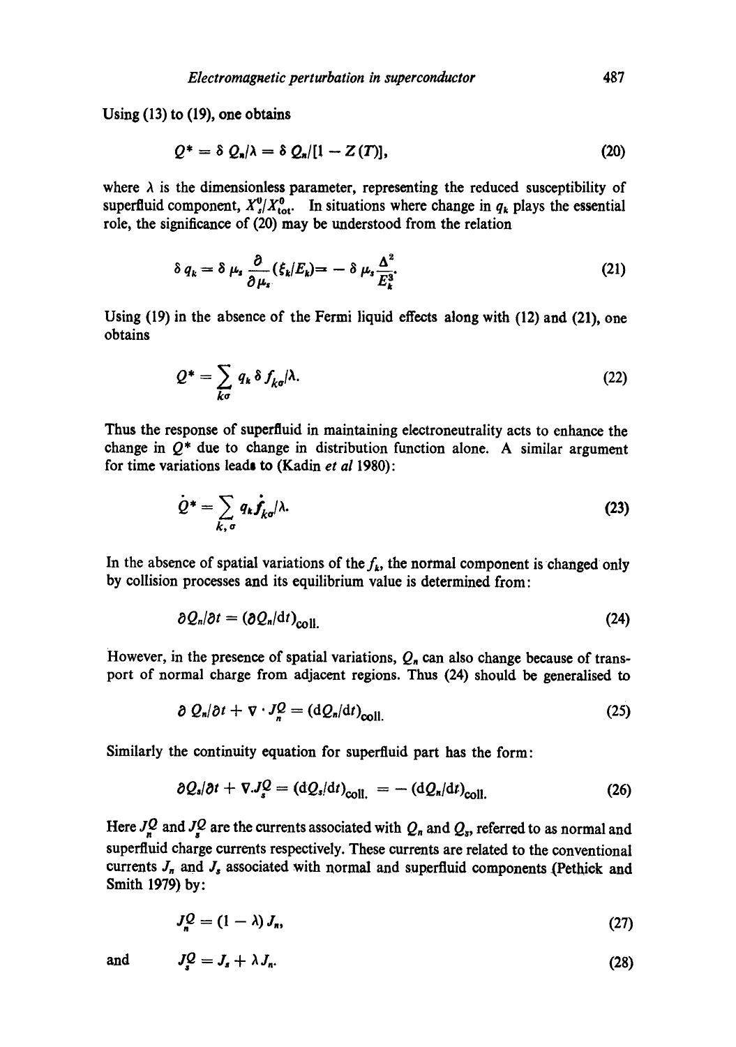Using (13) to (19), one obtains

$$Q^* = \delta Q_n/\lambda = \delta Q_n/[1 - Z(T)], \tag{20}$$

where $\lambda$ is the dimensionless parameter, representing the reduced susceptibility of superfluid component, $X_s^0/X_{tot}^0$. In situations where change in $q_k$ plays the essential role, the significance of (20) may be understood from the relation

$$\delta q_k = \delta \mu_s \frac{\partial}{\partial \mu_s}(\xi_k/E_k) = -\delta \mu_s \frac{\Delta^2}{E_k^3}. \tag{21}$$

Using (19) in the absence of the Fermi liquid effects along with (12) and (21), one obtains

$$Q^* = \sum_{k\sigma} q_k \, \delta f_{k\sigma}/\lambda. \tag{22}$$

Thus the response of superfluid in maintaining electroneutrality acts to enhance the change in $Q^*$ due to change in distribution function alone. A similar argument for time variations leads to (Kadin *et al* 1980):

$$\dot{Q}^* = \sum_{k,\sigma} q_k \dot{f}_{k\sigma}/\lambda. \tag{23}$$

In the absence of spatial variations of the $f_k$, the normal component is changed only by collision processes and its equilibrium value is determined from:

$$\partial Q_n/\partial t = (\partial Q_n/\mathrm{d}t)_{\mathrm{coll.}} \tag{24}$$

However, in the presence of spatial variations, $Q_n$ can also change because of transport of normal charge from adjacent regions. Thus (24) should be generalised to

$$\partial Q_n/\partial t + \nabla \cdot J_n^Q = (\mathrm{d}Q_n/\mathrm{d}t)_{\mathrm{coll.}} \tag{25}$$

Similarly the continuity equation for superfluid part has the form:

$$\partial Q_s/\partial t + \nabla . J_s^Q = (\mathrm{d}Q_s/\mathrm{d}t)_{\mathrm{coll.}} = -(\mathrm{d}Q_n/\mathrm{d}t)_{\mathrm{coll.}} \tag{26}$$

Here $J_n^Q$ and $J_s^Q$ are the currents associated with $Q_n$ and $Q_s$, referred to as normal and superfluid charge currents respectively. These currents are related to the conventional currents $J_n$ and $J_s$ associated with normal and superfluid components (Pethick and Smith 1979) by:

$$J_n^Q = (1 - \lambda) J_n, \tag{27}$$

and

$$J_s^Q = J_s + \lambda J_n. \tag{28}$$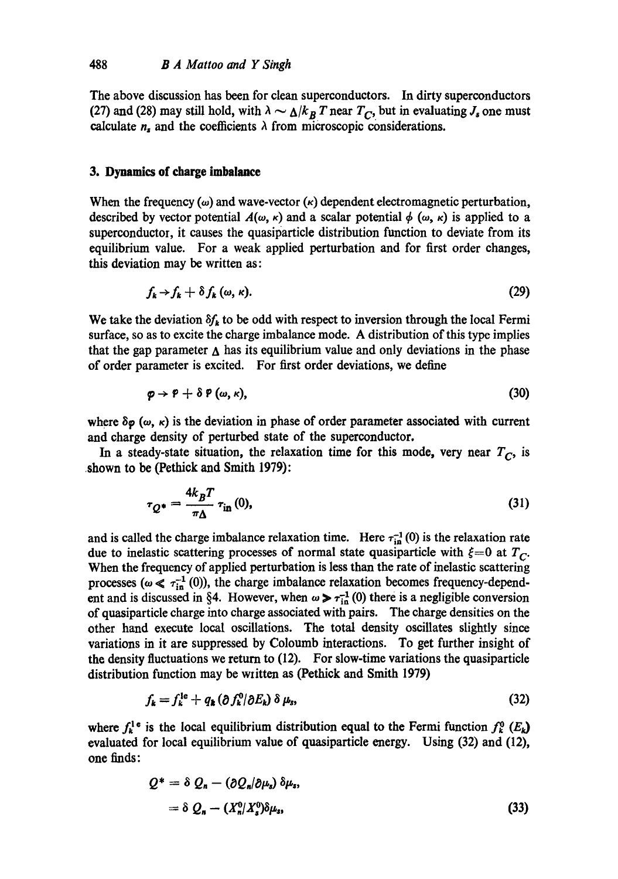The above discussion has been for clean superconductors. In dirty superconductors (27) and (28) may still hold, with $\lambda \sim \Delta/k_B T$ near $T_C$, but in evaluating $J_s$ one must calculate $n_s$ and the coefficients $\lambda$ from microscopic considerations.

## 3. Dynamics of charge imbalance

When the frequency ($\omega$) and wave-vector ($\kappa$) dependent electromagnetic perturbation, described by vector potential $A(\omega, \kappa)$ and a scalar potential $\phi(\omega, \kappa)$ is applied to a superconductor, it causes the quasiparticle distribution function to deviate from its equilibrium value. For a weak applied perturbation and for first order changes, this deviation may be written as:

$$f_k \rightarrow f_k + \delta f_k(\omega, \kappa). \tag{29}$$

We take the deviation $\delta f_k$ to be odd with respect to inversion through the local Fermi surface, so as to excite the charge imbalance mode. A distribution of this type implies that the gap parameter $\Delta$ has its equilibrium value and only deviations in the phase of order parameter is excited. For first order deviations, we define

$$\varphi \rightarrow \varphi + \delta\varphi(\omega, \kappa), \tag{30}$$

where $\delta\varphi(\omega, \kappa)$ is the deviation in phase of order parameter associated with current and charge density of perturbed state of the superconductor.

In a steady-state situation, the relaxation time for this mode, very near $T_C$, is shown to be (Pethick and Smith 1979):

$$\tau_{Q^*} = \frac{4k_B T}{\pi\Delta}\tau_{\text{in}}(0), \tag{31}$$

and is called the charge imbalance relaxation time. Here $\tau_{\text{in}}^{-1}(0)$ is the relaxation rate due to inelastic scattering processes of normal state quasiparticle with $\xi=0$ at $T_C$. When the frequency of applied perturbation is less than the rate of inelastic scattering processes ($\omega \ll \tau_{\text{in}}^{-1}(0)$), the charge imbalance relaxation becomes frequency-dependent and is discussed in §4. However, when $\omega \gg \tau_{\text{in}}^{-1}(0)$ there is a negligible conversion of quasiparticle charge into charge associated with pairs. The charge densities on the other hand execute local oscillations. The total density oscillates slightly since variations in it are suppressed by Coloumb interactions. To get further insight of the density fluctuations we return to (12). For slow-time variations the quasiparticle distribution function may be written as (Pethick and Smith 1979)

$$f_k = f_k^{le} + q_k(\partial f_k^0/\partial E_k)\,\delta\mu_s, \tag{32}$$

where $f_k^{le}$ is the local equilibrium distribution equal to the Fermi function $f_k^0(E_k)$ evaluated for local equilibrium value of quasiparticle energy. Using (32) and (12), one finds:

$$\begin{aligned} Q^* &= \delta Q_n - (\partial Q_n/\partial\mu_s)\,\delta\mu_s, \\ &= \delta Q_n - (X_n^0/X_s^0)\delta\mu_s, \end{aligned} \tag{33}$$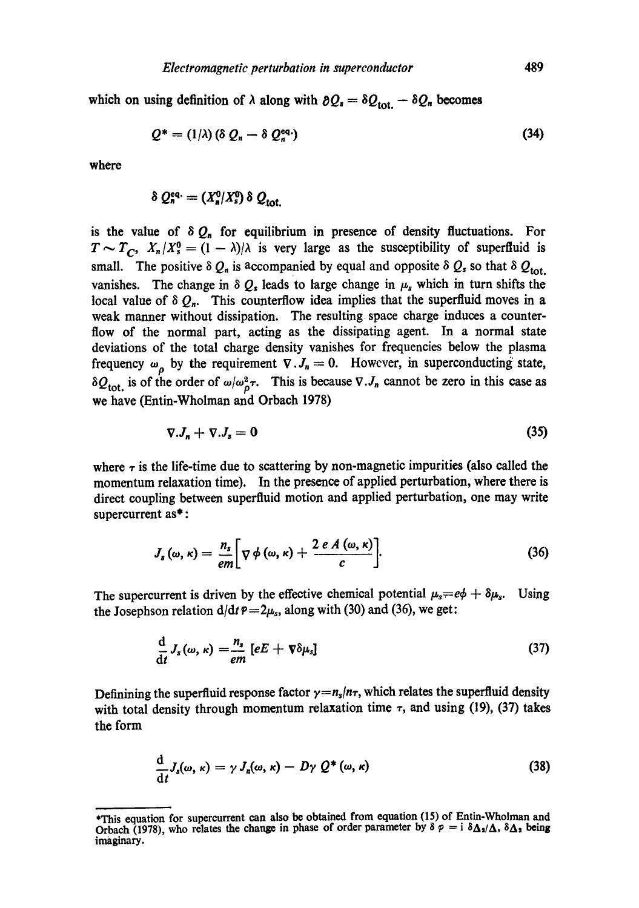which on using definition of $\lambda$ along with $\delta Q_s = \delta Q_{\text{tot.}} - \delta Q_n$ becomes

$$Q^* = (1/\lambda)\,(\delta\, Q_n - \delta\, Q_n^{\text{eq.}}) \tag{34}$$

where

$$\delta\, Q_n^{\text{eq.}} = (X_n^0/X_s^0)\, \delta\, Q_{\text{tot.}}$$

is the value of $\delta\, Q_n$ for equilibrium in presence of density fluctuations. For $T \sim T_C$, $X_n/X_s^0 = (1-\lambda)/\lambda$ is very large as the susceptibility of superfluid is small. The positive $\delta\, Q_n$ is accompanied by equal and opposite $\delta\, Q_s$ so that $\delta\, Q_{\text{tot.}}$ vanishes. The change in $\delta\, Q_s$ leads to large change in $\mu_s$ which in turn shifts the local value of $\delta\, Q_n$. This counterflow idea implies that the superfluid moves in a weak manner without dissipation. The resulting space charge induces a counterflow of the normal part, acting as the dissipating agent. In a normal state deviations of the total charge density vanishes for frequencies below the plasma frequency $\omega_p$ by the requirement $\nabla . J_n = 0$. However, in superconducting state, $\delta Q_{\text{tot.}}$ is of the order of $\omega/\omega_p^2 \tau$. This is because $\nabla . J_n$ cannot be zero in this case as we have (Entin-Wholman and Orbach 1978)

$$\nabla . J_n + \nabla . J_s = 0 \tag{35}$$

where $\tau$ is the life-time due to scattering by non-magnetic impurities (also called the momentum relaxation time). In the presence of applied perturbation, where there is direct coupling between superfluid motion and applied perturbation, one may write supercurrent as*:

$$J_s(\omega, \kappa) = \frac{n_s}{em}\left[\nabla\, \phi\,(\omega, \kappa) + \frac{2\, e\, A\,(\omega, \kappa)}{c}\right]. \tag{36}$$

The supercurrent is driven by the effective chemical potential $\mu_s = e\phi + \delta\mu_s$. Using the Josephson relation $\mathrm{d}/\mathrm{d}t\, \varphi = 2\mu_s$, along with (30) and (36), we get:

$$\frac{\mathrm{d}}{\mathrm{d}t} J_s(\omega, \kappa) = \frac{n_s}{em}\,[eE + \nabla \delta\mu_s] \tag{37}$$

Defininining the superfluid response factor $\gamma = n_s/n\tau$, which relates the superfluid density with total density through momentum relaxation time $\tau$, and using (19), (37) takes the form

$$\frac{\mathrm{d}}{\mathrm{d}t} J_s(\omega, \kappa) = \gamma\, J_n(\omega, \kappa) - D\gamma\; Q^*\,(\omega, \kappa) \tag{38}$$

---

*This equation for supercurrent can also be obtained from equation (15) of Entin-Wholman and Orbach (1978), who relates the change in phase of order parameter by $\delta\, \varphi = \mathrm{i}\ \delta\Delta_2/\Delta$, $\delta\Delta_2$ being imaginary.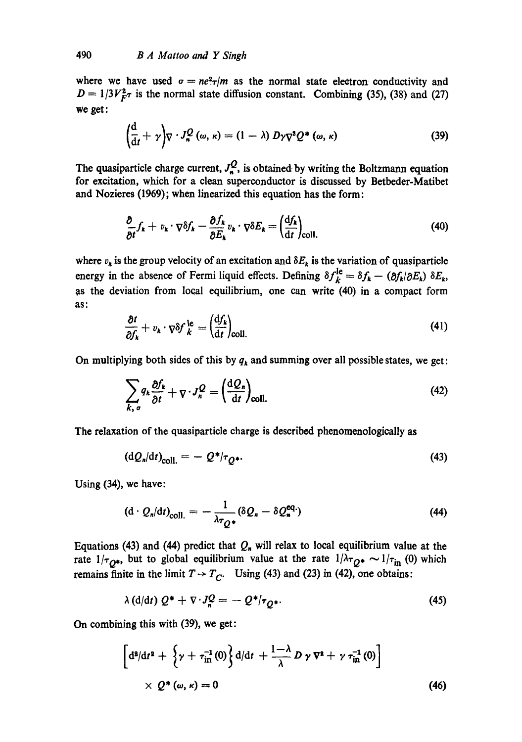where we have used $\sigma = ne^2\tau/m$ as the normal state electron conductivity and $D = 1/3 V_F^2 \tau$ is the normal state diffusion constant. Combining (35), (38) and (27) we get:

$$\left(\frac{\mathrm{d}}{\mathrm{d}t} + \gamma\right)\nabla \cdot J_n^Q(\omega, \kappa) = (1 - \lambda)\, D\gamma \nabla^2 Q^*(\omega, \kappa) \tag{39}$$

The quasiparticle charge current, $J_n^Q$, is obtained by writing the Boltzmann equation for excitation, which for a clean superconductor is discussed by Betbeder-Matibet and Nozieres (1969); when linearized this equation has the form:

$$\frac{\partial}{\partial t} f_k + v_k \cdot \nabla \delta f_k - \frac{\partial f_k}{\partial E_k} v_k \cdot \nabla \delta E_k = \left(\frac{\mathrm{d}f_k}{\mathrm{d}t}\right)_{\text{coll.}} \tag{40}$$

where $v_k$ is the group velocity of an excitation and $\delta E_k$ is the variation of quasiparticle energy in the absence of Fermi liquid effects. Defining $\delta f_k^{\text{le}} = \delta f_k - (\partial f_k/\partial E_k)\, \delta E_k$, as the deviation from local equilibrium, one can write (40) in a compact form as:

$$\frac{\partial t}{\partial f_k} + v_k \cdot \nabla \delta f_k^{\text{le}} = \left(\frac{\mathrm{d}f_k}{\mathrm{d}t}\right)_{\text{coll.}} \tag{41}$$

On multiplying both sides of this by $q_k$ and summing over all possible states, we get:

$$\sum_{k,\sigma} q_k \frac{\partial f_k}{\partial t} + \nabla \cdot J_n^Q = \left(\frac{\mathrm{d}Q_n}{\mathrm{d}t}\right)_{\text{coll.}} \tag{42}$$

The relaxation of the quasiparticle charge is described phenomenologically as

$$(\mathrm{d}Q_n/\mathrm{d}t)_{\text{coll.}} = -\,Q^*/\tau_{Q^*}. \tag{43}$$

Using (34), we have:

$$(\mathrm{d} \cdot Q_n/\mathrm{d}t)_{\text{coll.}} = -\frac{1}{\lambda \tau_{Q^*}}(\delta Q_n - \delta Q_n^{\text{eq.}}) \tag{44}$$

Equations (43) and (44) predict that $Q_n$ will relax to local equilibrium value at the rate $1/\tau_{Q^*}$, but to global equilibrium value at the rate $1/\lambda\tau_{Q^*} \sim 1/\tau_{\text{in}}(0)$ which remains finite in the limit $T \to T_C$. Using (43) and (23) in (42), one obtains:

$$\lambda\, (\mathrm{d}/\mathrm{d}t)\, Q^* + \nabla \cdot J_n^Q = -\,Q^*/\tau_{Q^*}. \tag{45}$$

On combining this with (39), we get:

$$\left[\mathrm{d}^2/\mathrm{d}t^2 + \left\{\gamma + \tau_{\text{in}}^{-1}(0)\right\}\mathrm{d}/\mathrm{d}t + \frac{1-\lambda}{\lambda} D\,\gamma\,\nabla^2 + \gamma\,\tau_{\text{in}}^{-1}(0)\right] \times Q^*(\omega, \kappa) = 0 \tag{46}$$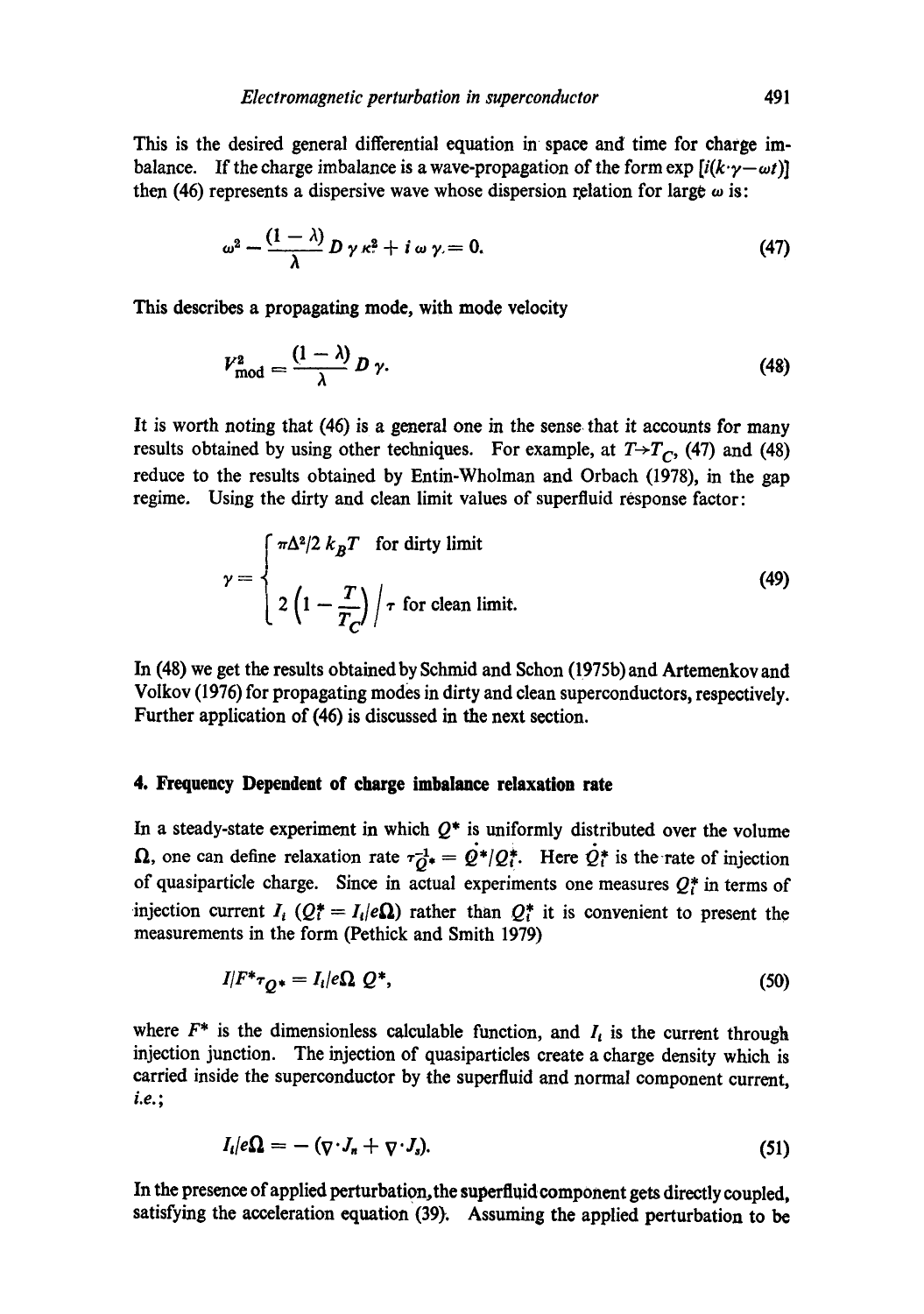This is the desired general differential equation in space and time for charge imbalance. If the charge imbalance is a wave-propagation of the form $\exp [i(k \cdot \gamma - \omega t)]$ then (46) represents a dispersive wave whose dispersion relation for large $\omega$ is:

$$\omega^2 - \frac{(1-\lambda)}{\lambda} D \gamma \kappa^2 + i \omega \gamma = 0. \tag{47}$$

This describes a propagating mode, with mode velocity

$$V_{\text{mod}}^2 = \frac{(1-\lambda)}{\lambda} D \gamma. \tag{48}$$

It is worth noting that (46) is a general one in the sense that it accounts for many results obtained by using other techniques. For example, at $T \to T_C$, (47) and (48) reduce to the results obtained by Entin-Wholman and Orbach (1978), in the gap regime. Using the dirty and clean limit values of superfluid response factor:

$$\gamma = \begin{cases} \pi \Delta^2 / 2\, k_B T & \text{for dirty limit} \\ 2\left(1 - \dfrac{T}{T_C}\right) \Big/ \tau & \text{for clean limit.} \end{cases} \tag{49}$$

In (48) we get the results obtained by Schmid and Schon (1975b) and Artemenkov and Volkov (1976) for propagating modes in dirty and clean superconductors, respectively. Further application of (46) is discussed in the next section.

## 4. Frequency Dependent of charge imbalance relaxation rate

In a steady-state experiment in which $Q^*$ is uniformly distributed over the volume $\Omega$, one can define relaxation rate $\tau_{Q^*}^{-1} = \dot{Q}^*/Q_i^*$. Here $\dot{Q}_i^*$ is the rate of injection of quasiparticle charge. Since in actual experiments one measures $Q_i^*$ in terms of injection current $I_i$ ($Q_i^* = I_i/e\Omega$) rather than $Q_i^*$ it is convenient to present the measurements in the form (Pethick and Smith 1979)

$$I/F^* \tau_{Q^*} = I_i/e\Omega\, Q^*, \tag{50}$$

where $F^*$ is the dimensionless calculable function, and $I_i$ is the current through injection junction. The injection of quasiparticles create a charge density which is carried inside the superconductor by the superfluid and normal component current, *i.e.*;

$$I_i/e\Omega = -(\nabla \cdot J_n + \nabla \cdot J_s). \tag{51}$$

In the presence of applied perturbation, the superfluid component gets directly coupled, satisfying the acceleration equation (39). Assuming the applied perturbation to be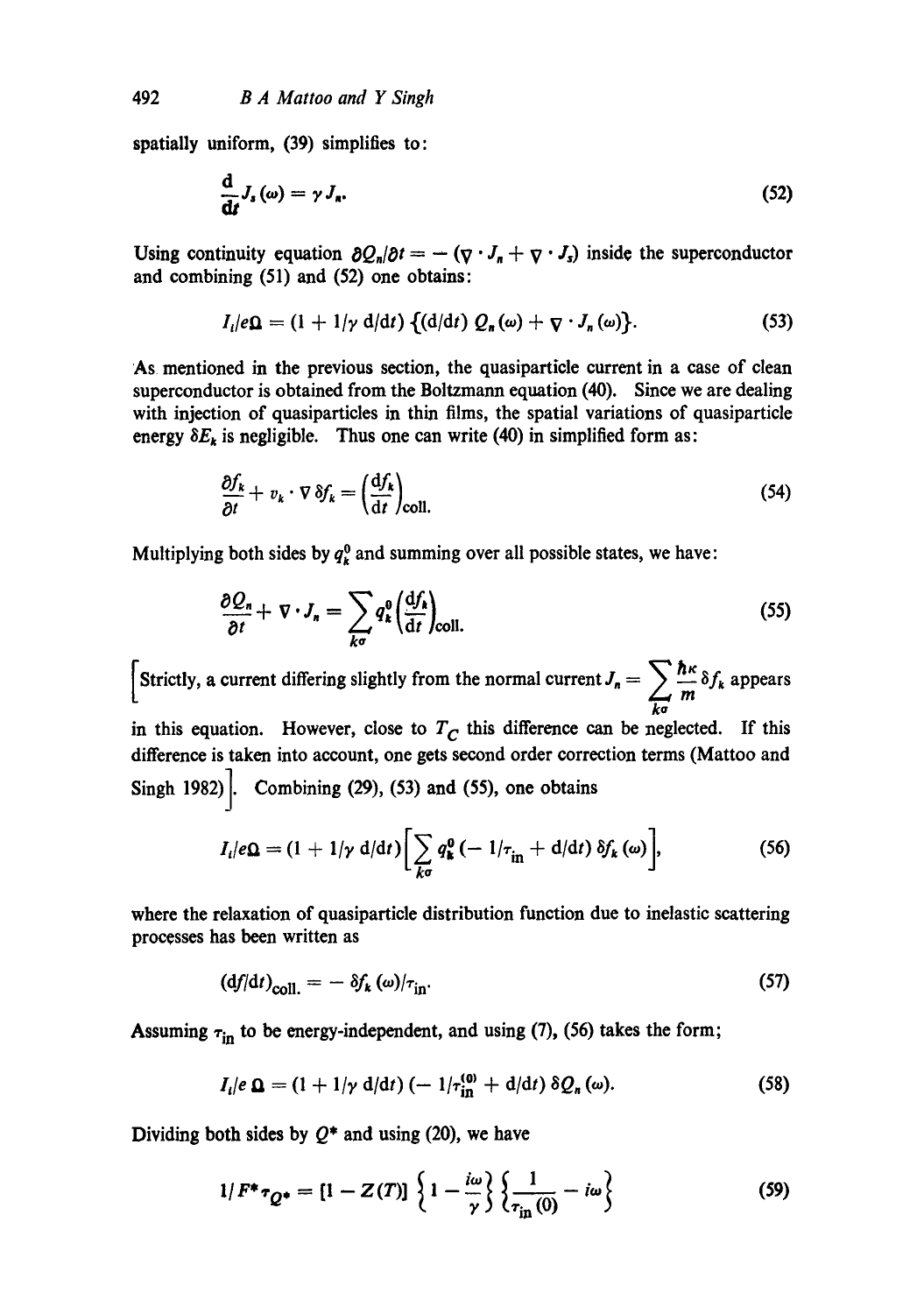spatially uniform, (39) simplifies to:

$$\frac{\mathrm{d}}{\mathrm{d}t} J_s(\omega) = \gamma J_n. \tag{52}$$

Using continuity equation $\partial Q_n/\partial t = -(\nabla \cdot J_n + \nabla \cdot J_s)$ inside the superconductor and combining (51) and (52) one obtains:

$$I_i/e\Omega = (1 + 1/\gamma \, \mathrm{d}/\mathrm{d}t)\{(\mathrm{d}/\mathrm{d}t)\, Q_n(\omega) + \nabla \cdot J_n(\omega)\}. \tag{53}$$

As mentioned in the previous section, the quasiparticle current in a case of clean superconductor is obtained from the Boltzmann equation (40). Since we are dealing with injection of quasiparticles in thin films, the spatial variations of quasiparticle energy $\delta E_k$ is negligible. Thus one can write (40) in simplified form as:

$$\frac{\partial f_k}{\partial t} + v_k \cdot \nabla \delta f_k = \left(\frac{\mathrm{d}f_k}{\mathrm{d}t}\right)_{\mathrm{coll.}} \tag{54}$$

Multiplying both sides by $q_k^0$ and summing over all possible states, we have:

$$\frac{\partial Q_n}{\partial t} + \nabla \cdot J_n = \sum_{k\sigma} q_k^0 \left(\frac{\mathrm{d}f_k}{\mathrm{d}t}\right)_{\mathrm{coll.}} \tag{55}$$

[Strictly, a current differing slightly from the normal current $J_n = \sum_{k\sigma} \frac{\hbar\kappa}{m} \delta f_k$ appears in this equation. However, close to $T_C$ this difference can be neglected. If this difference is taken into account, one gets second order correction terms (Mattoo and Singh 1982)]. Combining (29), (53) and (55), one obtains

$$I_i/e\Omega = (1 + 1/\gamma \, \mathrm{d}/\mathrm{d}t)\left[\sum_{k\sigma} q_k^0 (-1/\tau_{\mathrm{in}} + \mathrm{d}/\mathrm{d}t)\, \delta f_k(\omega)\right], \tag{56}$$

where the relaxation of quasiparticle distribution function due to inelastic scattering processes has been written as

$$(\mathrm{d}f/\mathrm{d}t)_{\mathrm{coll.}} = -\delta f_k(\omega)/\tau_{\mathrm{in}}. \tag{57}$$

Assuming $\tau_{\mathrm{in}}$ to be energy-independent, and using (7), (56) takes the form;

$$I_i/e\,\Omega = (1 + 1/\gamma \, \mathrm{d}/\mathrm{d}t)(-1/\tau_{\mathrm{in}}^{(0)} + \mathrm{d}/\mathrm{d}t)\, \delta Q_n(\omega). \tag{58}$$

Dividing both sides by $Q^*$ and using (20), we have

$$1/F^* \tau_{Q^*} = [1 - Z(T)] \left\{1 - \frac{i\omega}{\gamma}\right\} \left\{\frac{1}{\tau_{\mathrm{in}}(0)} - i\omega\right\} \tag{59}$$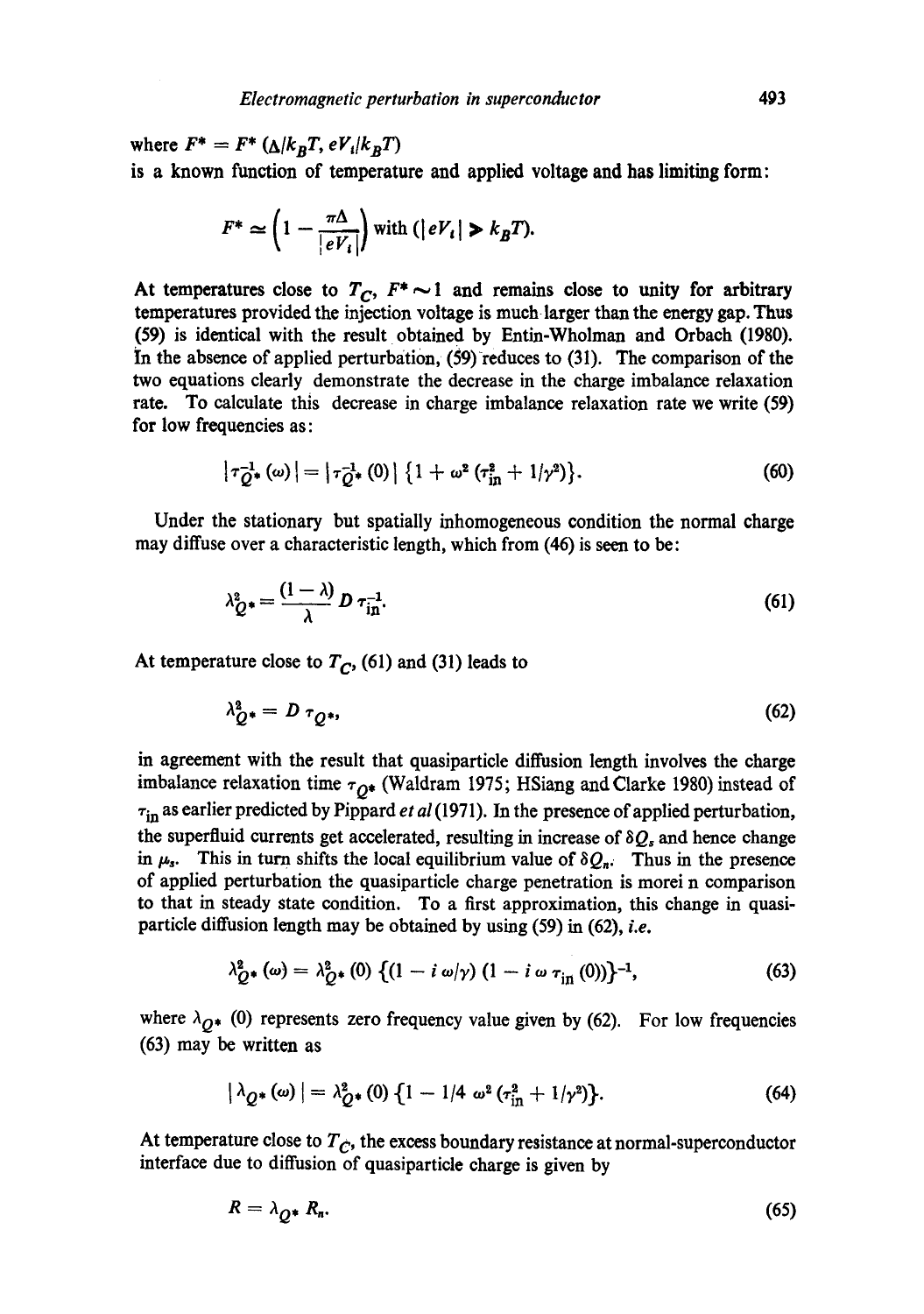where $F^* = F^* (\Delta/k_B T, eV_i/k_B T)$
is a known function of temperature and applied voltage and has limiting form:

$$F^* \simeq \left(1 - \frac{\pi\Delta}{|eV_i|}\right) \text{ with } (|eV_i| \gg k_B T).$$

At temperatures close to $T_C$, $F^* \sim 1$ and remains close to unity for arbitrary temperatures provided the injection voltage is much larger than the energy gap. Thus (59) is identical with the result obtained by Entin-Wholman and Orbach (1980). In the absence of applied perturbation, (59) reduces to (31). The comparison of the two equations clearly demonstrate the decrease in the charge imbalance relaxation rate. To calculate this decrease in charge imbalance relaxation rate we write (59) for low frequencies as:

$$|\tau_{Q^*}^{-1}(\omega)| = |\tau_{Q^*}^{-1}(0)| \{1 + \omega^2 (\tau_{\text{in}}^2 + 1/\gamma^2)\}. \tag{60}$$

Under the stationary but spatially inhomogeneous condition the normal charge may diffuse over a characteristic length, which from (46) is seen to be:

$$\lambda_{Q^*}^2 = \frac{(1-\lambda)}{\lambda} D \tau_{\text{in}}^{-1}. \tag{61}$$

At temperature close to $T_C$, (61) and (31) leads to

$$\lambda_{Q^*}^2 = D \tau_{Q^*}, \tag{62}$$

in agreement with the result that quasiparticle diffusion length involves the charge imbalance relaxation time $\tau_{Q^*}$ (Waldram 1975; HSiang and Clarke 1980) instead of $\tau_{\text{in}}$ as earlier predicted by Pippard *et al* (1971). In the presence of applied perturbation, the superfluid currents get accelerated, resulting in increase of $\delta Q_s$ and hence change in $\mu_s$. This in turn shifts the local equilibrium value of $\delta Q_n$. Thus in the presence of applied perturbation the quasiparticle charge penetration is morei n comparison to that in steady state condition. To a first approximation, this change in quasiparticle diffusion length may be obtained by using (59) in (62), *i.e.*

$$\lambda_{Q^*}^2(\omega) = \lambda_{Q^*}^2(0) \{(1 - i\,\omega/\gamma)(1 - i\,\omega\,\tau_{\text{in}}(0))\}^{-1}, \tag{63}$$

where $\lambda_{Q^*}(0)$ represents zero frequency value given by (62). For low frequencies (63) may be written as

$$|\lambda_{Q^*}(\omega)| = \lambda_{Q^*}^2(0) \{1 - 1/4\, \omega^2 (\tau_{\text{in}}^2 + 1/\gamma^2)\}. \tag{64}$$

At temperature close to $T_C$, the excess boundary resistance at normal-superconductor interface due to diffusion of quasiparticle charge is given by

$$R = \lambda_{Q^*} R_n. \tag{65}$$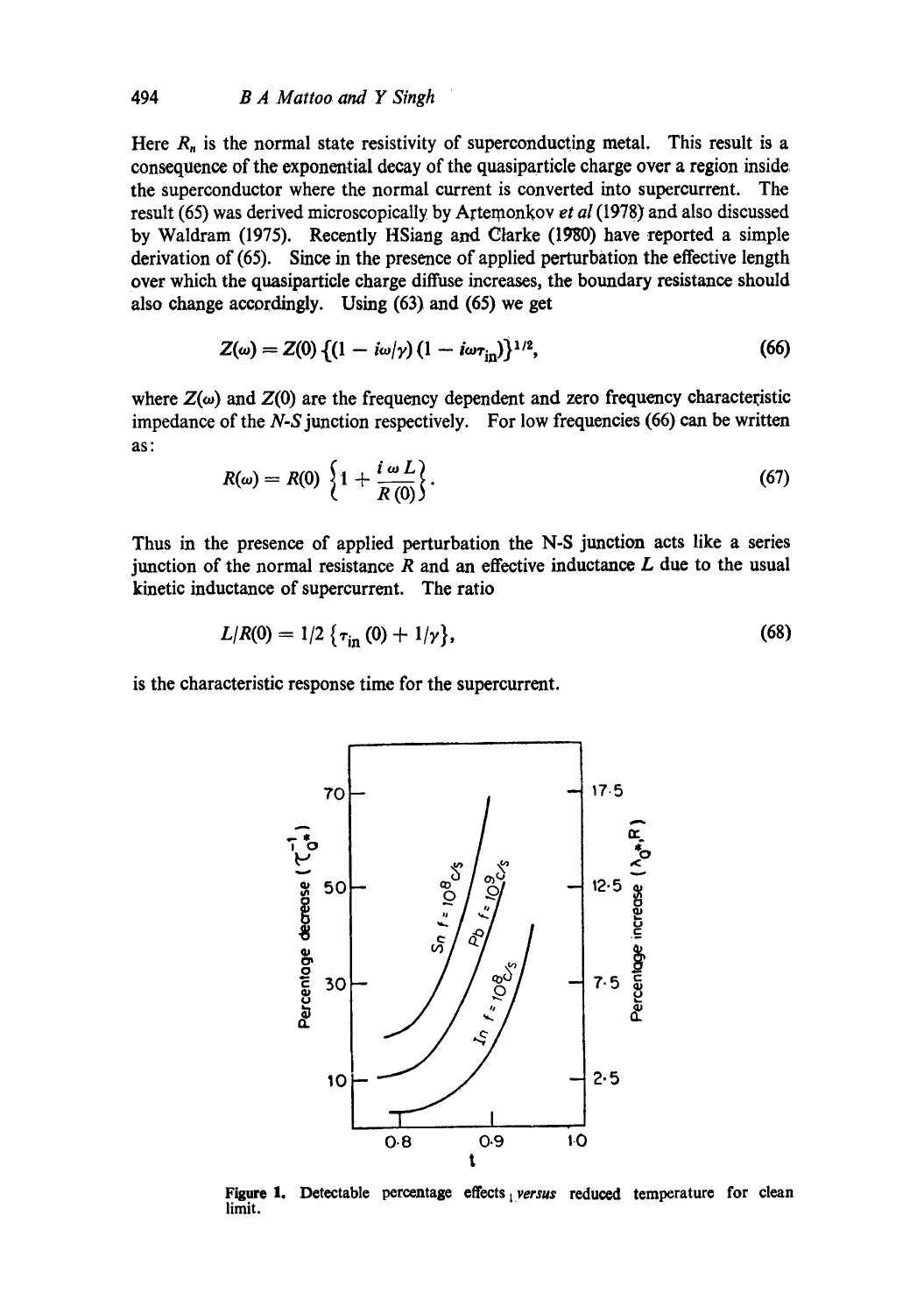Here $R_n$ is the normal state resistivity of superconducting metal. This result is a consequence of the exponential decay of the quasiparticle charge over a region inside the superconductor where the normal current is converted into supercurrent. The result (65) was derived microscopically by Artemonkov *et al* (1978) and also discussed by Waldram (1975). Recently HSiang and Clarke (1980) have reported a simple derivation of (65). Since in the presence of applied perturbation the effective length over which the quasiparticle charge diffuse increases, the boundary resistance should also change accordingly. Using (63) and (65) we get

$$Z(\omega) = Z(0)\,\{(1 - i\omega/\gamma)\,(1 - i\omega\tau_{\text{in}})\}^{1/2}, \tag{66}$$

where $Z(\omega)$ and $Z(0)$ are the frequency dependent and zero frequency characteristic impedance of the *N-S* junction respectively. For low frequencies (66) can be written as:

$$R(\omega) = R(0)\left\{1 + \frac{i\,\omega\,L}{R\,(0)}\right\}. \tag{67}$$

Thus in the presence of applied perturbation the N-S junction acts like a series junction of the normal resistance $R$ and an effective inductance $L$ due to the usual kinetic inductance of supercurrent. The ratio

$$L/R(0) = 1/2\,\{\tau_{\text{in}}\,(0) + 1/\gamma\}, \tag{68}$$

is the characteristic response time for the supercurrent.

**Figure 1.** Detectable percentage effects versus reduced temperature for clean limit.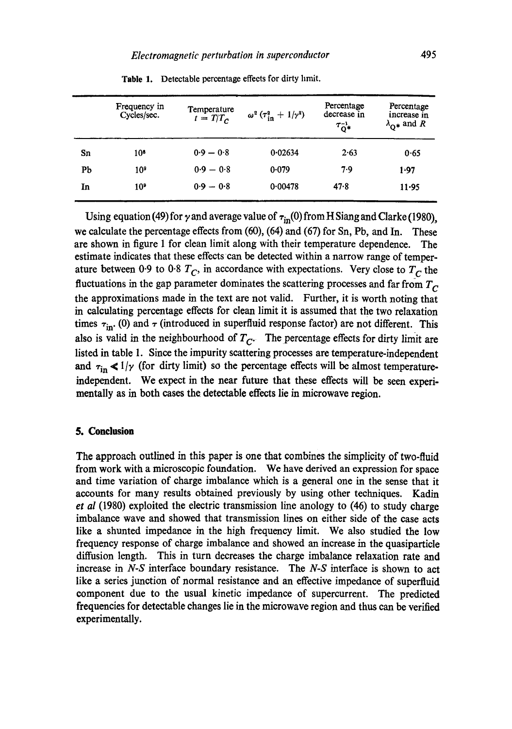**Table 1.** Detectable percentage effects for dirty limit.

| | Frequency in Cycles/sec. | Temperature $t = T/T_C$ | $\omega^2 (\tau_{in}^2 + 1/\gamma^2)$ | Percentage decrease in $\tau_{Q*}^{-1}$ | Percentage increase in $\lambda_{Q*}$ and $R$ |
|---|---|---|---|---|---|
| Sn | $10^8$ | $0{\cdot}9 - 0{\cdot}8$ | 0·02634 | 2·63 | 0·65 |
| Pb | $10^9$ | $0{\cdot}9 - 0{\cdot}8$ | 0·079 | 7·9 | 1·97 |
| In | $10^9$ | $0{\cdot}9 - 0{\cdot}8$ | 0·00478 | 47·8 | 11·95 |

Using equation (49) for $\gamma$ and average value of $\tau_{in}(0)$ from H Siang and Clarke (1980), we calculate the percentage effects from (60), (64) and (67) for Sn, Pb, and In. These are shown in figure 1 for clean limit along with their temperature dependence. The estimate indicates that these effects can be detected within a narrow range of temperature between 0·9 to 0·8 $T_C$, in accordance with expectations. Very close to $T_C$ the fluctuations in the gap parameter dominates the scattering processes and far from $T_C$ the approximations made in the text are not valid. Further, it is worth noting that in calculating percentage effects for clean limit it is assumed that the two relaxation times $\tau_{in}$. (0) and $\tau$ (introduced in superfluid response factor) are not different. This also is valid in the neighbourhood of $T_C$. The percentage effects for dirty limit are listed in table 1. Since the impurity scattering processes are temperature-independent and $\tau_{in} \ll 1/\gamma$ (for dirty limit) so the percentage effects will be almost temperature-independent. We expect in the near future that these effects will be seen experimentally as in both cases the detectable effects lie in microwave region.

## 5. Conclusion

The approach outlined in this paper is one that combines the simplicity of two-fluid from work with a microscopic foundation. We have derived an expression for space and time variation of charge imbalance which is a general one in the sense that it accounts for many results obtained previously by using other techniques. Kadin *et al* (1980) exploited the electric transmission line anology to (46) to study charge imbalance wave and showed that transmission lines on either side of the case acts like a shunted impedance in the high frequency limit. We also studied the low frequency response of charge imbalance and showed an increase in the quasiparticle diffusion length. This in turn decreases the charge imbalance relaxation rate and increase in *N-S* interface boundary resistance. The *N-S* interface is shown to act like a series junction of normal resistance and an effective impedance of superfluid component due to the usual kinetic impedance of supercurrent. The predicted frequencies for detectable changes lie in the microwave region and thus can be verified experimentally.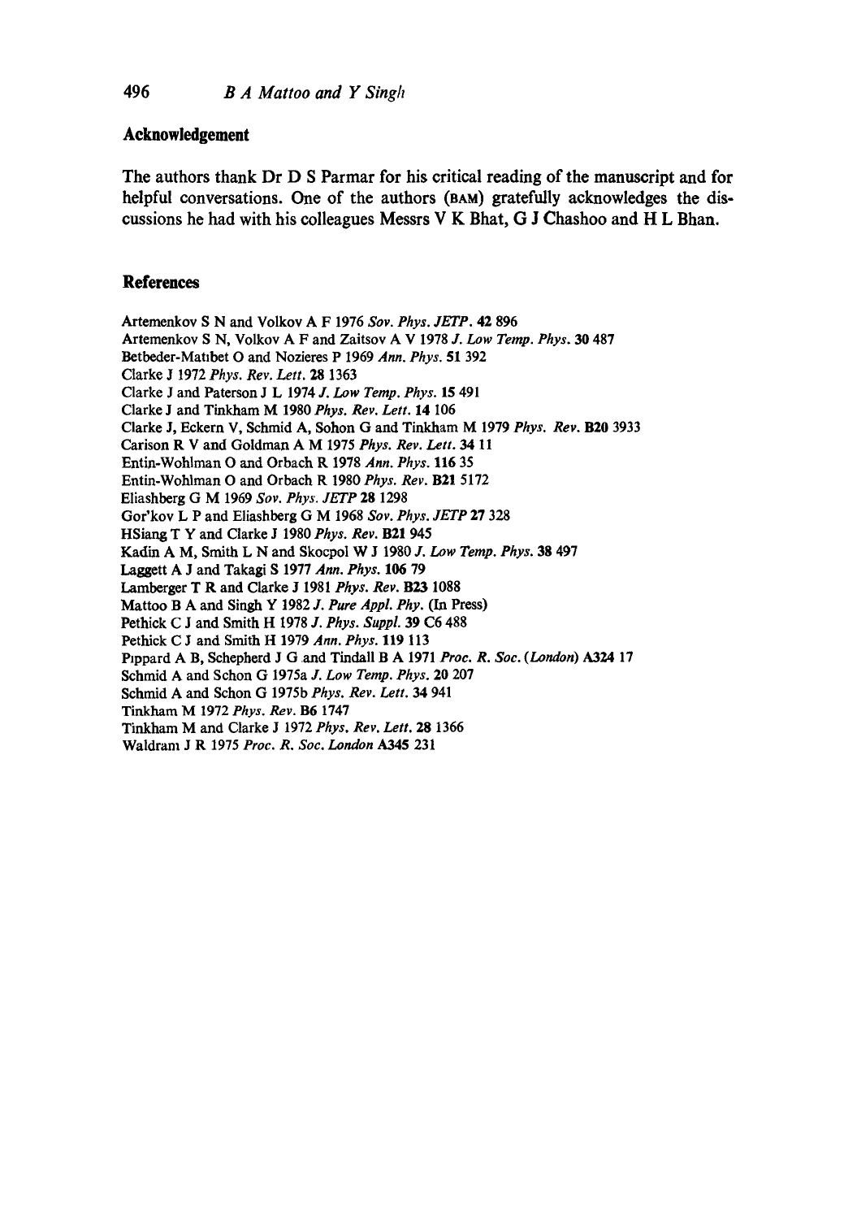## Acknowledgement

The authors thank Dr D S Parmar for his critical reading of the manuscript and for helpful conversations. One of the authors (BAM) gratefully acknowledges the discussions he had with his colleagues Messrs V K Bhat, G J Chashoo and H L Bhan.

## References

Artemenkov S N and Volkov A F 1976 *Sov. Phys. JETP.* **42** 896
Artemenkov S N, Volkov A F and Zaitsov A V 1978 *J. Low Temp. Phys.* **30** 487
Betbeder-Matibet O and Nozieres P 1969 *Ann. Phys.* **51** 392
Clarke J 1972 *Phys. Rev. Lett.* **28** 1363
Clarke J and Paterson J L 1974 *J. Low Temp. Phys.* **15** 491
Clarke J and Tinkham M 1980 *Phys. Rev. Lett.* **14** 106
Clarke J, Eckern V, Schmid A, Sohon G and Tinkham M 1979 *Phys. Rev.* **B20** 3933
Carison R V and Goldman A M 1975 *Phys. Rev. Lett.* **34** 11
Entin-Wohlman O and Orbach R 1978 *Ann. Phys.* **116** 35
Entin-Wohlman O and Orbach R 1980 *Phys. Rev.* **B21** 5172
Eliashberg G M 1969 *Sov. Phys. JETP* **28** 1298
Gor'kov L P and Eliashberg G M 1968 *Sov. Phys. JETP* **27** 328
HSiang T Y and Clarke J 1980 *Phys. Rev.* **B21** 945
Kadin A M, Smith L N and Skocpol W J 1980 *J. Low Temp. Phys.* **38** 497
Laggett A J and Takagi S 1977 *Ann. Phys.* **106** 79
Lamberger T R and Clarke J 1981 *Phys. Rev.* **B23** 1088
Mattoo B A and Singh Y 1982 *J. Pure Appl. Phy.* (In Press)
Pethick C J and Smith H 1978 *J. Phys. Suppl.* **39** C6 488
Pethick C J and Smith H 1979 *Ann. Phys.* **119** 113
Pippard A B, Schepherd J G and Tindall B A 1971 *Proc. R. Soc. (London)* **A324** 17
Schmid A and Schon G 1975a *J. Low Temp. Phys.* **20** 207
Schmid A and Schon G 1975b *Phys. Rev. Lett.* **34** 941
Tinkham M 1972 *Phys. Rev.* **B6** 1747
Tinkham M and Clarke J 1972 *Phys. Rev. Lett.* **28** 1366
Waldram J R 1975 *Proc. R. Soc. London* **A345** 231